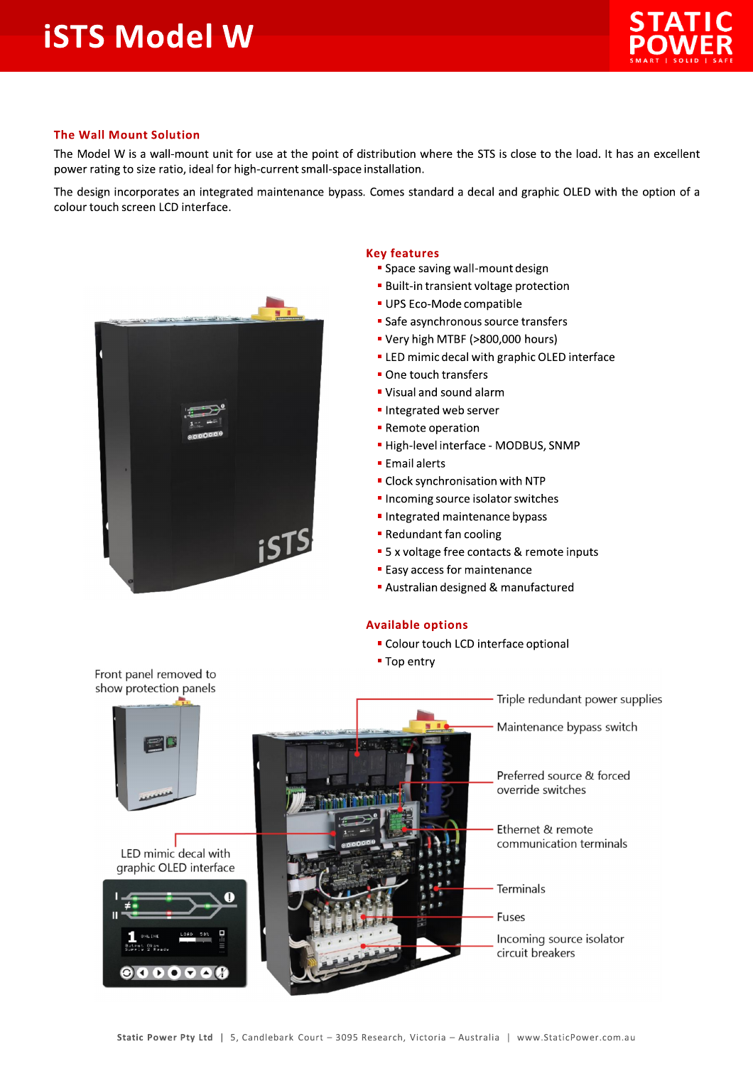# iSTS Model W

## The Wall Mount Solution

The Model W is a wall-mount unit for use at the point of distribution where the STS is close to the load. It has an excellent power rating to size ratio, ideal for high-current small-space installation.

The design incorporates an integrated maintenance bypass. Comes standard a decal and graphic OLED with the option of a colour touch screen LCD interface.

### Key features

- Space saving wall-mount design
- Built-in transient voltage protection
- UPS Eco-Mode compatible
- Safe asynchronous source transfers
- Very high MTBF (>800,000 hours)
- LED mimic decal with graphic OLED interface
- One touch transfers
- Visual and sound alarm
- Integrated web server
- Remote operation
- High-level interface - MODBUS, SNMP
- Email alerts
- Clock synchronisation with NTP
- Incoming source isolator switches
- Integrated maintenance bypass
- Redundant fan cooling
- 5 x voltage free contacts & remote inputs
- Easy access for maintenance
- Australian designed & manufactured

### Available options

- Colour touch LCD interface optional
- Top entry

Front panel removed to show protection panels

LED mimic decal with graphic OLED interface

Triple redundant power supplies

Maintenance bypass switch

Preferred source & forced override switches

Ethernet & remote communication terminals

Terminals

Fuses

Incoming source isolator circuit breakers

Static Power Pty Ltd | 5, Candlebark Court – 3095 Research, Victoria – Australia | www.StaticPower.com.au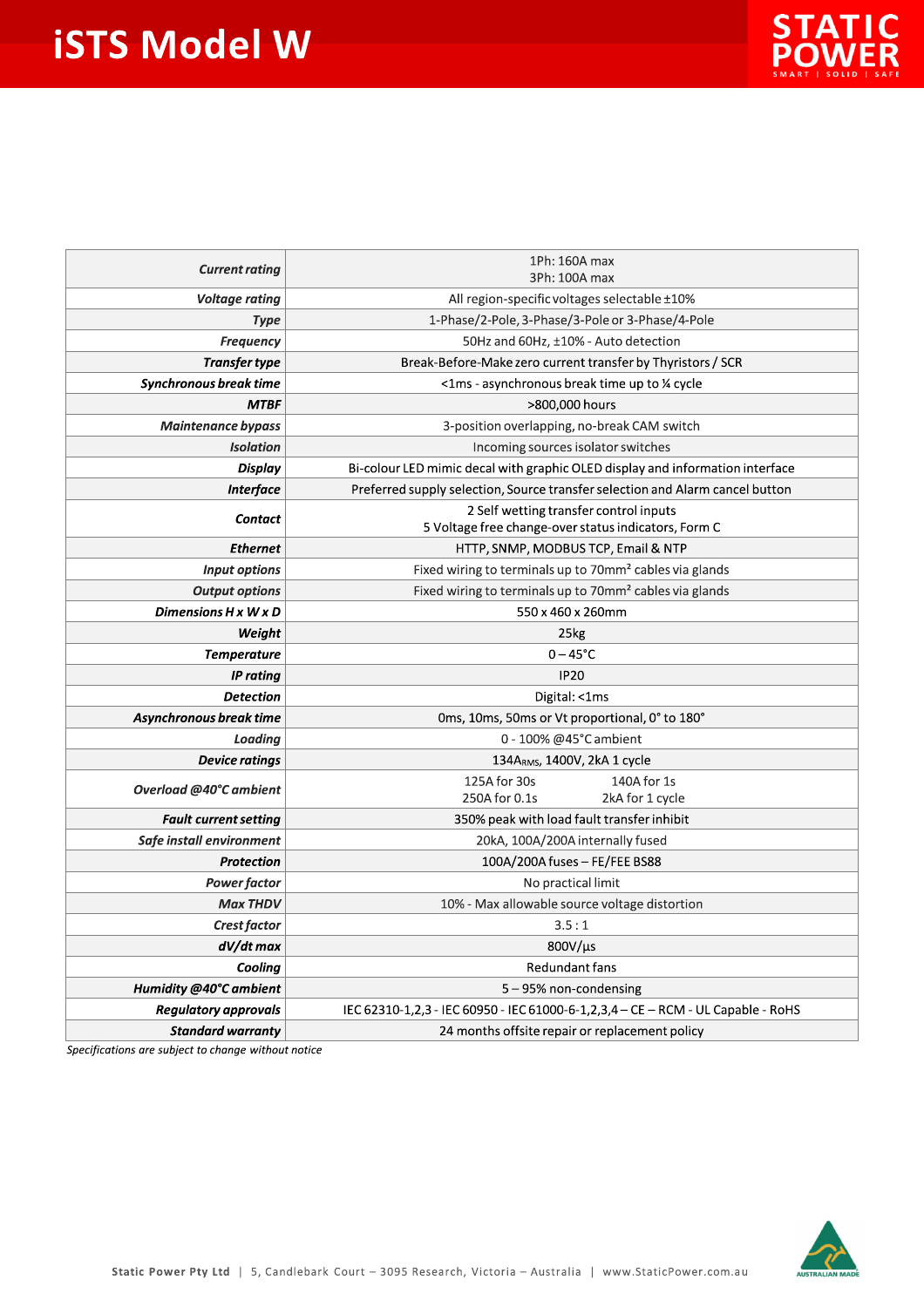# iSTS Model W

| | |
|---|---|
| ***Current rating*** | 1Ph: 160A max<br>3Ph: 100A max |
| ***Voltage rating*** | All region-specific voltages selectable ±10% |
| ***Type*** | 1-Phase/2-Pole, 3-Phase/3-Pole or 3-Phase/4-Pole |
| ***Frequency*** | 50Hz and 60Hz, ±10% - Auto detection |
| ***Transfer type*** | Break-Before-Make zero current transfer by Thyristors / SCR |
| ***Synchronous break time*** | <1ms - asynchronous break time up to ¼ cycle |
| ***MTBF*** | >800,000 hours |
| ***Maintenance bypass*** | 3-position overlapping, no-break CAM switch |
| ***Isolation*** | Incoming sources isolator switches |
| ***Display*** | Bi-colour LED mimic decal with graphic OLED display and information interface |
| ***Interface*** | Preferred supply selection, Source transfer selection and Alarm cancel button |
| ***Contact*** | 2 Self wetting transfer control inputs<br>5 Voltage free change-over status indicators, Form C |
| ***Ethernet*** | HTTP, SNMP, MODBUS TCP, Email & NTP |
| ***Input options*** | Fixed wiring to terminals up to 70mm² cables via glands |
| ***Output options*** | Fixed wiring to terminals up to 70mm² cables via glands |
| ***Dimensions H x W x D*** | 550 x 460 x 260mm |
| ***Weight*** | 25kg |
| ***Temperature*** | 0 – 45°C |
| ***IP rating*** | IP20 |
| ***Detection*** | Digital: <1ms |
| ***Asynchronous break time*** | 0ms, 10ms, 50ms or Vt proportional, 0° to 180° |
| ***Loading*** | 0 - 100% @45°C ambient |
| ***Device ratings*** | $134A_{RMS}$, 1400V, 2kA 1 cycle |
| ***Overload @40°C ambient*** | 125A for 30s, 140A for 1s<br>250A for 0.1s, 2kA for 1 cycle |
| ***Fault current setting*** | 350% peak with load fault transfer inhibit |
| ***Safe install environment*** | 20kA, 100A/200A internally fused |
| ***Protection*** | 100A/200A fuses – FE/FEE BS88 |
| ***Power factor*** | No practical limit |
| ***Max THDV*** | 10% - Max allowable source voltage distortion |
| ***Crest factor*** | 3.5 : 1 |
| ***dV/dt max*** | 800V/µs |
| ***Cooling*** | Redundant fans |
| ***Humidity @40°C ambient*** | 5 – 95% non-condensing |
| ***Regulatory approvals*** | IEC 62310-1,2,3 - IEC 60950 - IEC 61000-6-1,2,3,4 – CE – RCM - UL Capable - RoHS |
| ***Standard warranty*** | 24 months offsite repair or replacement policy |

*Specifications are subject to change without notice*

Static Power Pty Ltd | 5, Candlebark Court – 3095 Research, Victoria – Australia | www.StaticPower.com.au